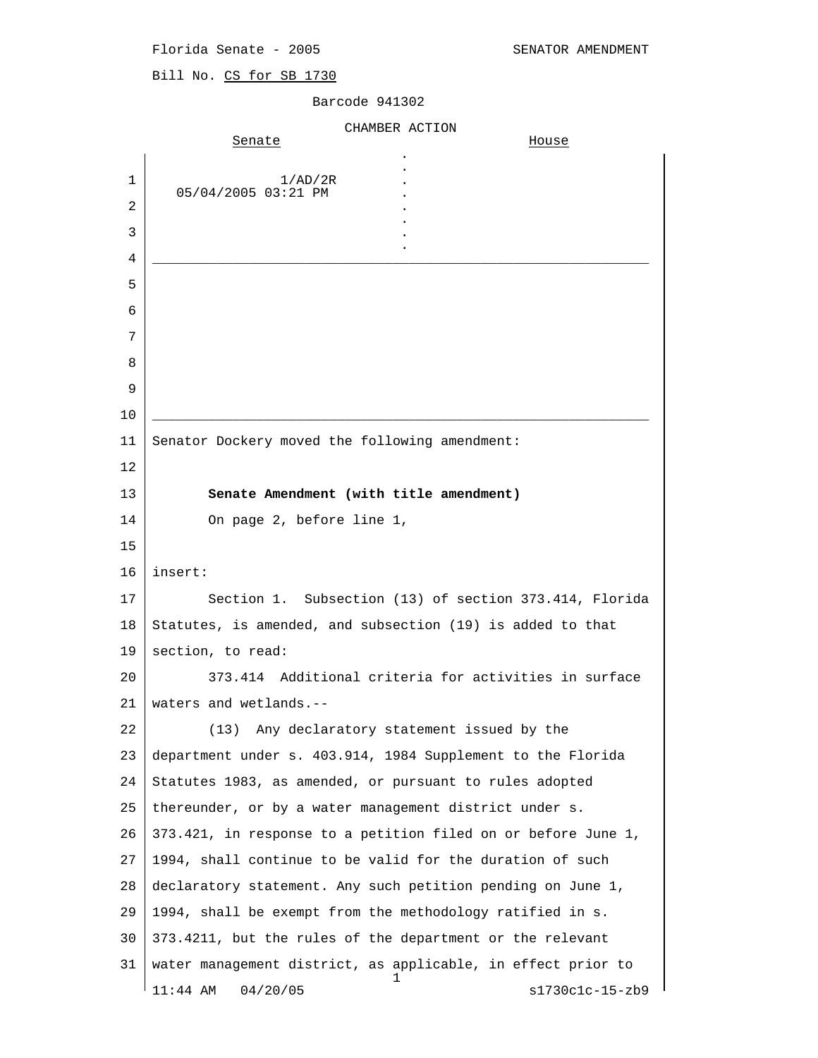Florida Senate - 2005 SENATOR AMENDMENT

Bill No. CS for SB 1730

Barcode 941302

CHAMBER ACTION

| Senate | House |
|---|---|
| 1/AD/2R<br>05/04/2005 03:21 PM | |

Senator Dockery moved the following amendment:

**Senate Amendment (with title amendment)**

On page 2, before line 1,

insert:

Section 1. Subsection (13) of section 373.414, Florida Statutes, is amended, and subsection (19) is added to that section, to read:

373.414 Additional criteria for activities in surface waters and wetlands.--

(13) Any declaratory statement issued by the department under s. 403.914, 1984 Supplement to the Florida Statutes 1983, as amended, or pursuant to rules adopted thereunder, or by a water management district under s. 373.421, in response to a petition filed on or before June 1, 1994, shall continue to be valid for the duration of such declaratory statement. Any such petition pending on June 1, 1994, shall be exempt from the methodology ratified in s. 373.4211, but the rules of the department or the relevant water management district, as applicable, in effect prior to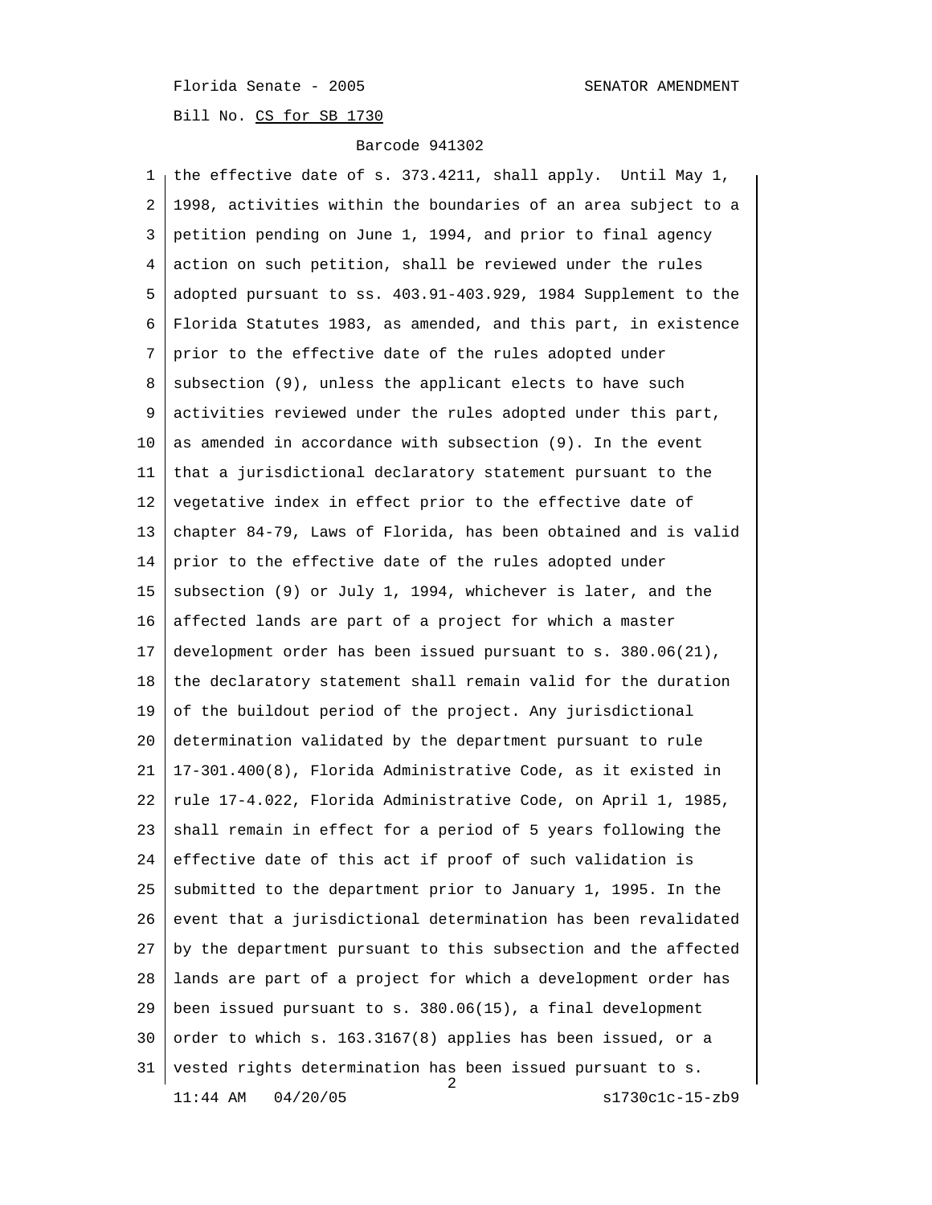the effective date of s. 373.4211, shall apply. Until May 1, 1998, activities within the boundaries of an area subject to a petition pending on June 1, 1994, and prior to final agency action on such petition, shall be reviewed under the rules adopted pursuant to ss. 403.91-403.929, 1984 Supplement to the Florida Statutes 1983, as amended, and this part, in existence prior to the effective date of the rules adopted under subsection (9), unless the applicant elects to have such activities reviewed under the rules adopted under this part, as amended in accordance with subsection (9). In the event that a jurisdictional declaratory statement pursuant to the vegetative index in effect prior to the effective date of chapter 84-79, Laws of Florida, has been obtained and is valid prior to the effective date of the rules adopted under subsection (9) or July 1, 1994, whichever is later, and the affected lands are part of a project for which a master development order has been issued pursuant to s. 380.06(21), the declaratory statement shall remain valid for the duration of the buildout period of the project. Any jurisdictional determination validated by the department pursuant to rule 17-301.400(8), Florida Administrative Code, as it existed in rule 17-4.022, Florida Administrative Code, on April 1, 1985, shall remain in effect for a period of 5 years following the effective date of this act if proof of such validation is submitted to the department prior to January 1, 1995. In the event that a jurisdictional determination has been revalidated by the department pursuant to this subsection and the affected lands are part of a project for which a development order has been issued pursuant to s. 380.06(15), a final development order to which s. 163.3167(8) applies has been issued, or a vested rights determination has been issued pursuant to s.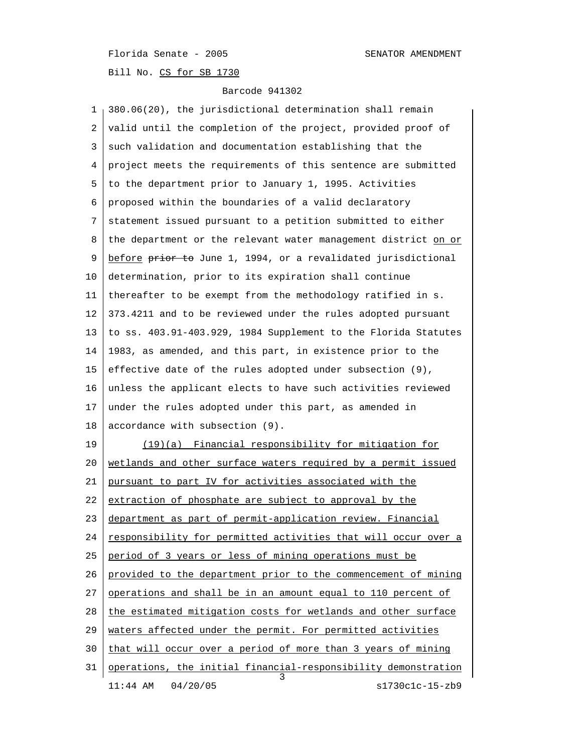380.06(20), the jurisdictional determination shall remain valid until the completion of the project, provided proof of such validation and documentation establishing that the project meets the requirements of this sentence are submitted to the department prior to January 1, 1995. Activities proposed within the boundaries of a valid declaratory statement issued pursuant to a petition submitted to either the department or the relevant water management district <u>on or before</u> ~~prior to~~ June 1, 1994, or a revalidated jurisdictional determination, prior to its expiration shall continue thereafter to be exempt from the methodology ratified in s. 373.4211 and to be reviewed under the rules adopted pursuant to ss. 403.91-403.929, 1984 Supplement to the Florida Statutes 1983, as amended, and this part, in existence prior to the effective date of the rules adopted under subsection (9), unless the applicant elects to have such activities reviewed under the rules adopted under this part, as amended in accordance with subsection (9).

<u>(19)(a) Financial responsibility for mitigation for wetlands and other surface waters required by a permit issued pursuant to part IV for activities associated with the extraction of phosphate are subject to approval by the department as part of permit-application review. Financial responsibility for permitted activities that will occur over a period of 3 years or less of mining operations must be provided to the department prior to the commencement of mining operations and shall be in an amount equal to 110 percent of the estimated mitigation costs for wetlands and other surface waters affected under the permit. For permitted activities that will occur over a period of more than 3 years of mining operations, the initial financial-responsibility demonstration</u>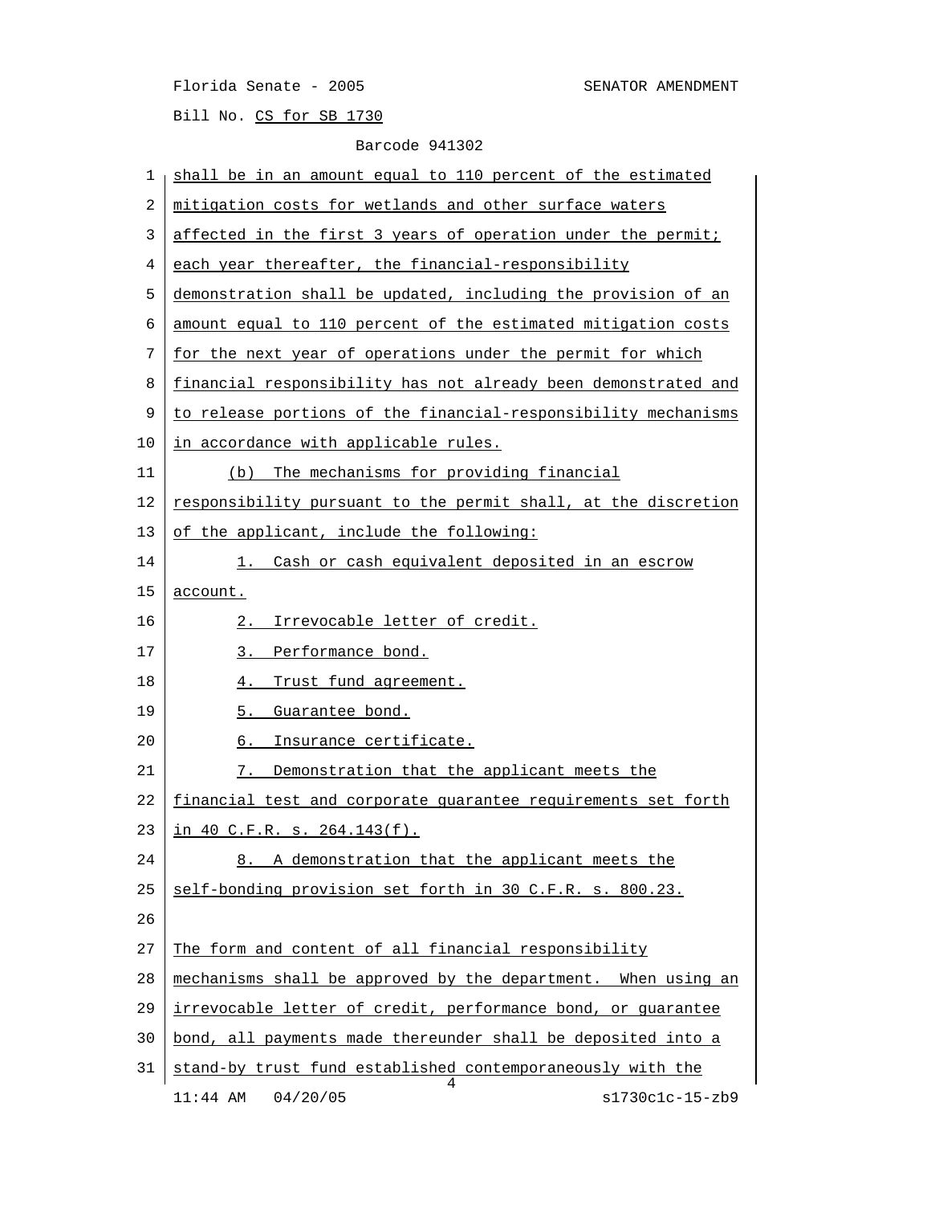shall be in an amount equal to 110 percent of the estimated mitigation costs for wetlands and other surface waters affected in the first 3 years of operation under the permit; each year thereafter, the financial-responsibility demonstration shall be updated, including the provision of an amount equal to 110 percent of the estimated mitigation costs for the next year of operations under the permit for which financial responsibility has not already been demonstrated and to release portions of the financial-responsibility mechanisms in accordance with applicable rules.

(b) The mechanisms for providing financial responsibility pursuant to the permit shall, at the discretion of the applicant, include the following:

1. Cash or cash equivalent deposited in an escrow account.

2. Irrevocable letter of credit.

3. Performance bond.

4. Trust fund agreement.

5. Guarantee bond.

6. Insurance certificate.

7. Demonstration that the applicant meets the financial test and corporate guarantee requirements set forth in 40 C.F.R. s. 264.143(f).

8. A demonstration that the applicant meets the self-bonding provision set forth in 30 C.F.R. s. 800.23.

The form and content of all financial responsibility mechanisms shall be approved by the department. When using an irrevocable letter of credit, performance bond, or guarantee bond, all payments made thereunder shall be deposited into a stand-by trust fund established contemporaneously with the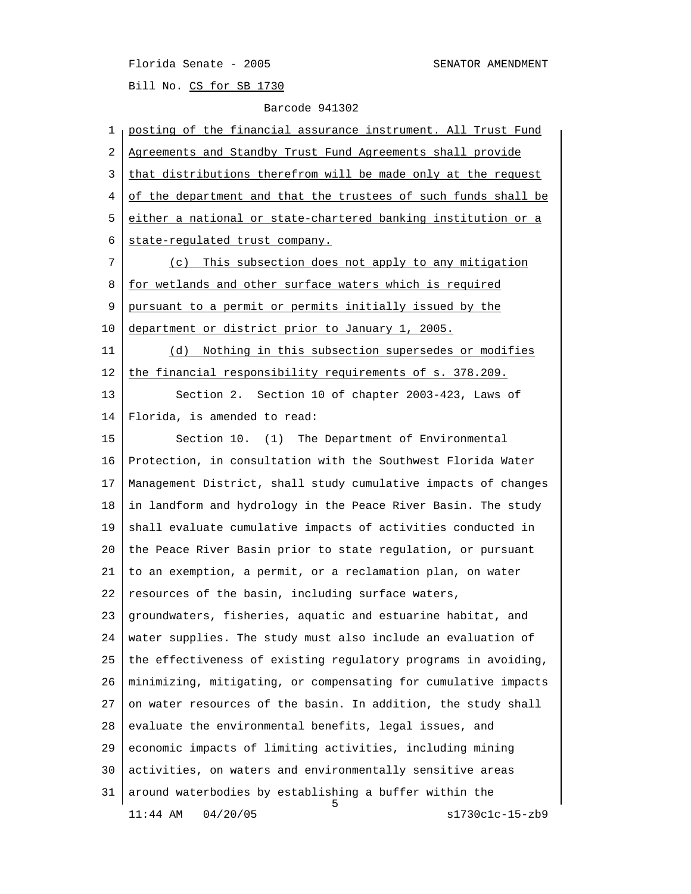posting of the financial assurance instrument. All Trust Fund Agreements and Standby Trust Fund Agreements shall provide that distributions therefrom will be made only at the request of the department and that the trustees of such funds shall be either a national or state-chartered banking institution or a state-regulated trust company.

(c) This subsection does not apply to any mitigation for wetlands and other surface waters which is required pursuant to a permit or permits initially issued by the department or district prior to January 1, 2005.

(d) Nothing in this subsection supersedes or modifies the financial responsibility requirements of s. 378.209.

Section 2. Section 10 of chapter 2003-423, Laws of Florida, is amended to read:

Section 10. (1) The Department of Environmental Protection, in consultation with the Southwest Florida Water Management District, shall study cumulative impacts of changes in landform and hydrology in the Peace River Basin. The study shall evaluate cumulative impacts of activities conducted in the Peace River Basin prior to state regulation, or pursuant to an exemption, a permit, or a reclamation plan, on water resources of the basin, including surface waters, groundwaters, fisheries, aquatic and estuarine habitat, and water supplies. The study must also include an evaluation of the effectiveness of existing regulatory programs in avoiding, minimizing, mitigating, or compensating for cumulative impacts on water resources of the basin. In addition, the study shall evaluate the environmental benefits, legal issues, and economic impacts of limiting activities, including mining activities, on waters and environmentally sensitive areas around waterbodies by establishing a buffer within the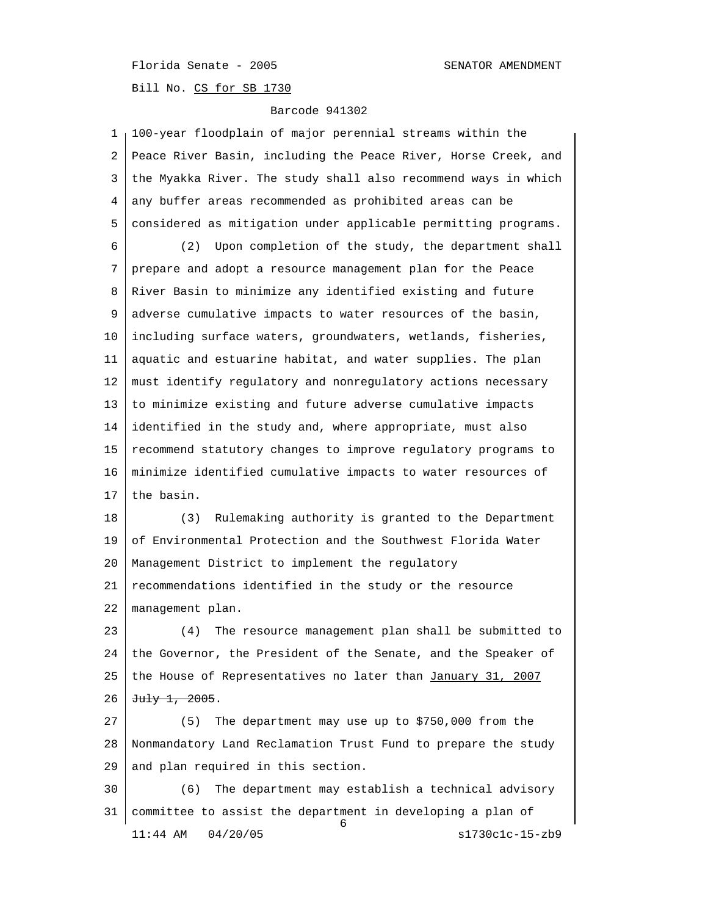100-year floodplain of major perennial streams within the Peace River Basin, including the Peace River, Horse Creek, and the Myakka River. The study shall also recommend ways in which any buffer areas recommended as prohibited areas can be considered as mitigation under applicable permitting programs.

(2) Upon completion of the study, the department shall prepare and adopt a resource management plan for the Peace River Basin to minimize any identified existing and future adverse cumulative impacts to water resources of the basin, including surface waters, groundwaters, wetlands, fisheries, aquatic and estuarine habitat, and water supplies. The plan must identify regulatory and nonregulatory actions necessary to minimize existing and future adverse cumulative impacts identified in the study and, where appropriate, must also recommend statutory changes to improve regulatory programs to minimize identified cumulative impacts to water resources of the basin.

(3) Rulemaking authority is granted to the Department of Environmental Protection and the Southwest Florida Water Management District to implement the regulatory recommendations identified in the study or the resource management plan.

(4) The resource management plan shall be submitted to the Governor, the President of the Senate, and the Speaker of the House of Representatives no later than <u>January 31, 2007</u> ~~July 1, 2005~~.

(5) The department may use up to $750,000 from the Nonmandatory Land Reclamation Trust Fund to prepare the study and plan required in this section.

(6) The department may establish a technical advisory committee to assist the department in developing a plan of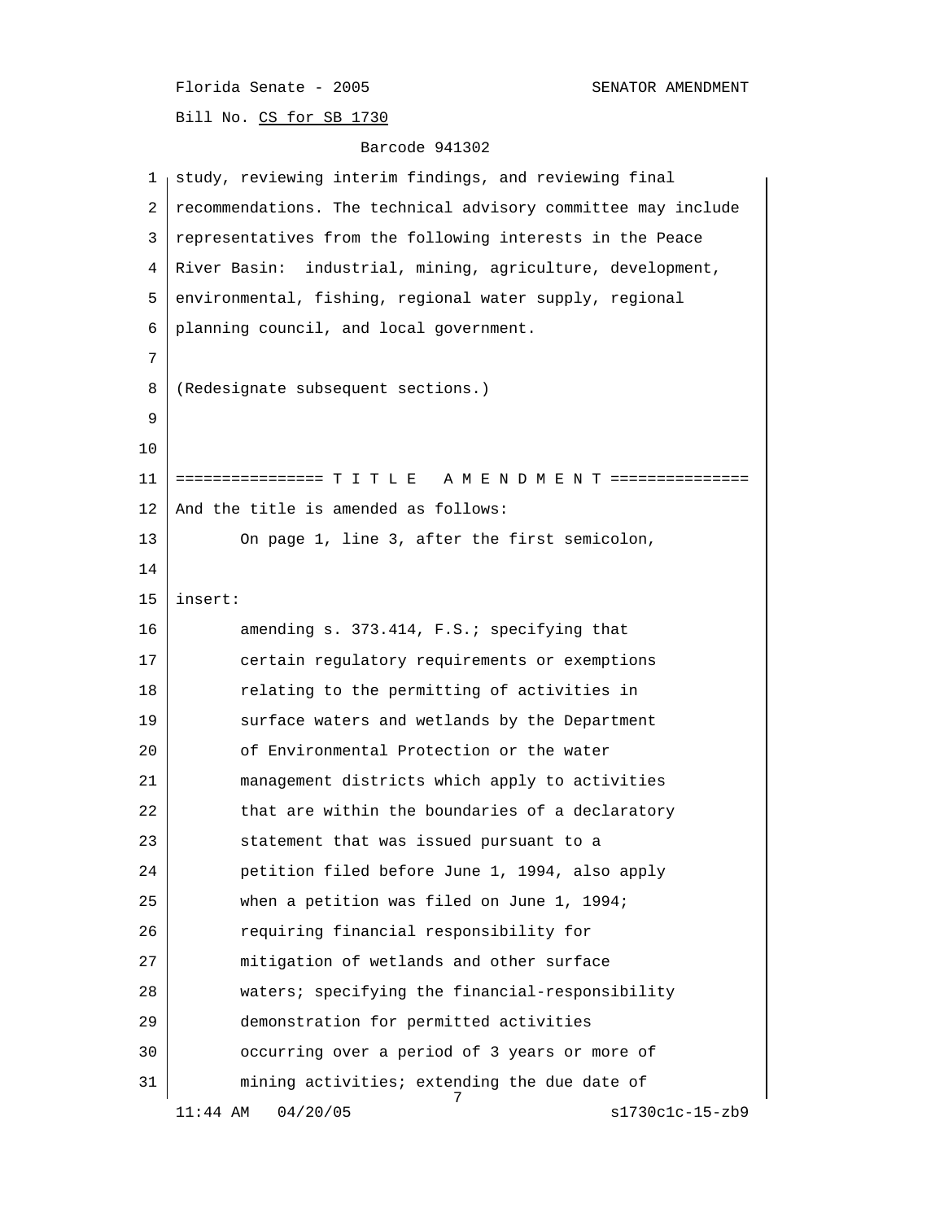study, reviewing interim findings, and reviewing final recommendations. The technical advisory committee may include representatives from the following interests in the Peace River Basin: industrial, mining, agriculture, development, environmental, fishing, regional water supply, regional planning council, and local government.

(Redesignate subsequent sections.)

================ T I T L E A M E N D M E N T ===============

And the title is amended as follows:

On page 1, line 3, after the first semicolon,

insert:

amending s. 373.414, F.S.; specifying that certain regulatory requirements or exemptions relating to the permitting of activities in surface waters and wetlands by the Department of Environmental Protection or the water management districts which apply to activities that are within the boundaries of a declaratory statement that was issued pursuant to a petition filed before June 1, 1994, also apply when a petition was filed on June 1, 1994; requiring financial responsibility for mitigation of wetlands and other surface waters; specifying the financial-responsibility demonstration for permitted activities occurring over a period of 3 years or more of mining activities; extending the due date of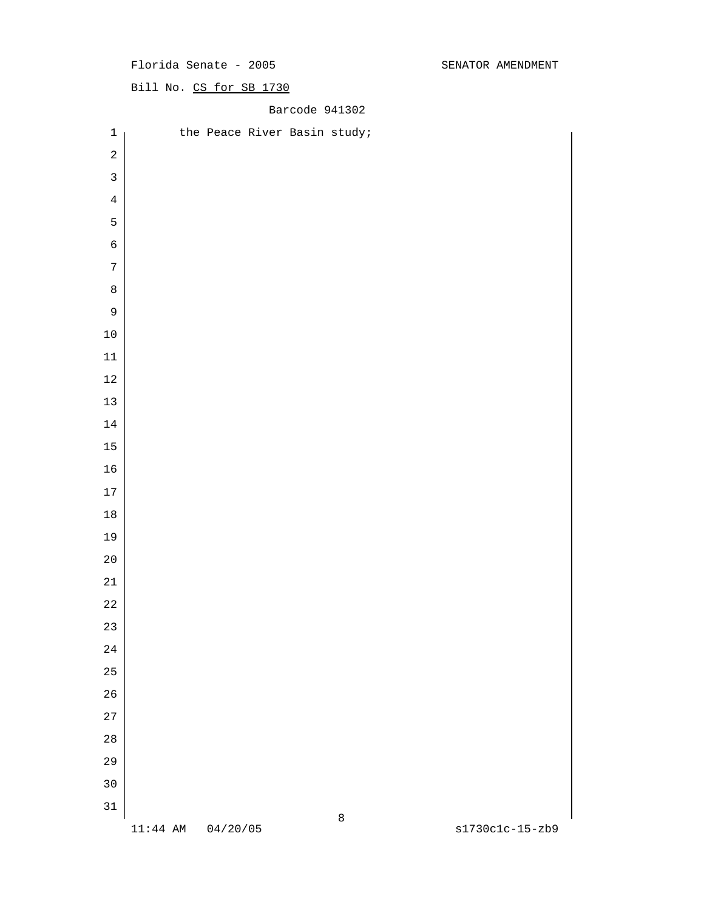the Peace River Basin study;